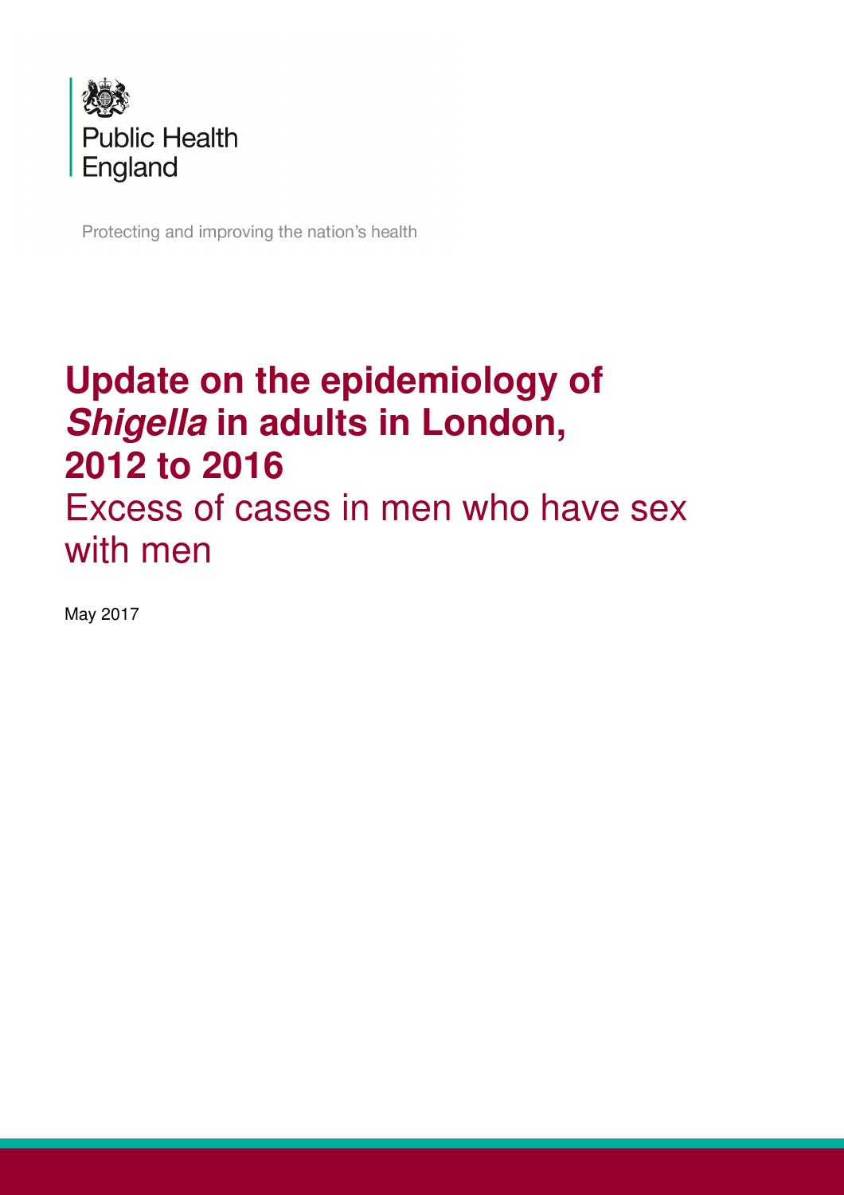Public Health England

Protecting and improving the nation's health

# Update on the epidemiology of *Shigella* in adults in London, 2012 to 2016

## Excess of cases in men who have sex with men

May 2017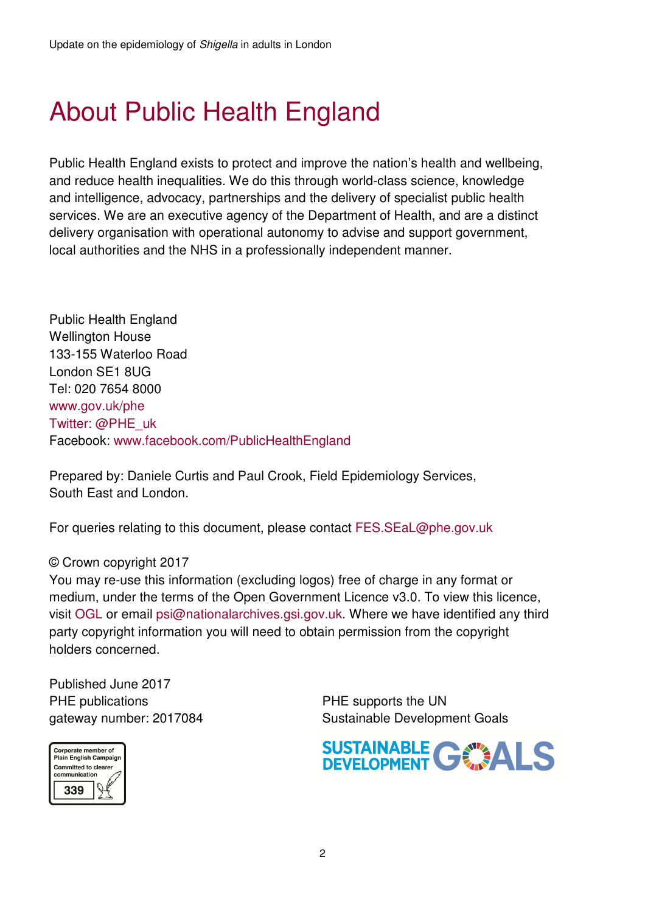# About Public Health England

Public Health England exists to protect and improve the nation's health and wellbeing, and reduce health inequalities. We do this through world-class science, knowledge and intelligence, advocacy, partnerships and the delivery of specialist public health services. We are an executive agency of the Department of Health, and are a distinct delivery organisation with operational autonomy to advise and support government, local authorities and the NHS in a professionally independent manner.

Public Health England
Wellington House
133-155 Waterloo Road
London SE1 8UG
Tel: 020 7654 8000
www.gov.uk/phe
Twitter: @PHE_uk
Facebook: www.facebook.com/PublicHealthEngland

Prepared by: Daniele Curtis and Paul Crook, Field Epidemiology Services, South East and London.

For queries relating to this document, please contact FES.SEaL@phe.gov.uk

© Crown copyright 2017
You may re-use this information (excluding logos) free of charge in any format or medium, under the terms of the Open Government Licence v3.0. To view this licence, visit OGL or email psi@nationalarchives.gsi.gov.uk. Where we have identified any third party copyright information you will need to obtain permission from the copyright holders concerned.

Published June 2017
PHE publications
gateway number: 2017084

Corporate member of Plain English Campaign
Committed to clearer communication
339

PHE supports the UN
Sustainable Development Goals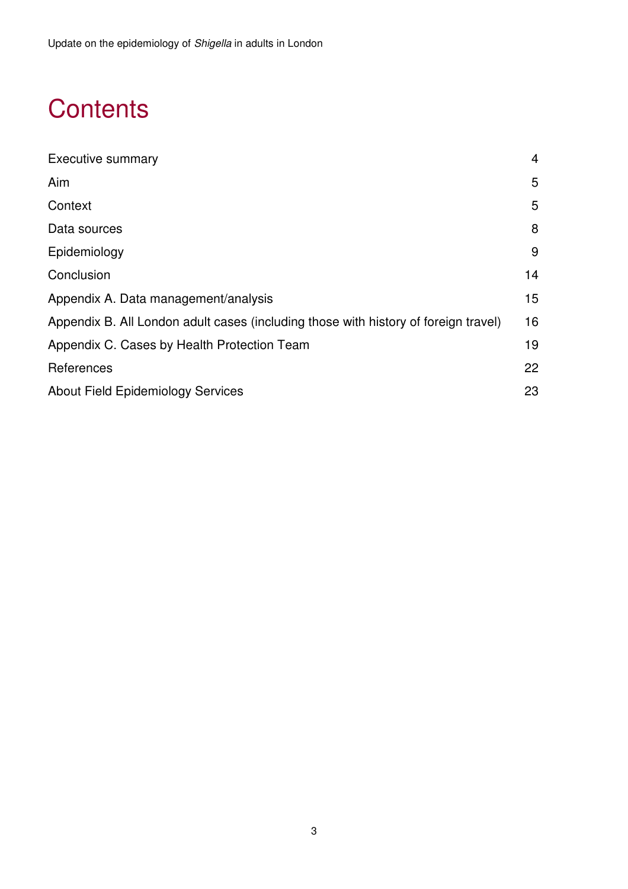# Contents

| | |
|---|---|
| Executive summary | 4 |
| Aim | 5 |
| Context | 5 |
| Data sources | 8 |
| Epidemiology | 9 |
| Conclusion | 14 |
| Appendix A. Data management/analysis | 15 |
| Appendix B. All London adult cases (including those with history of foreign travel) | 16 |
| Appendix C. Cases by Health Protection Team | 19 |
| References | 22 |
| About Field Epidemiology Services | 23 |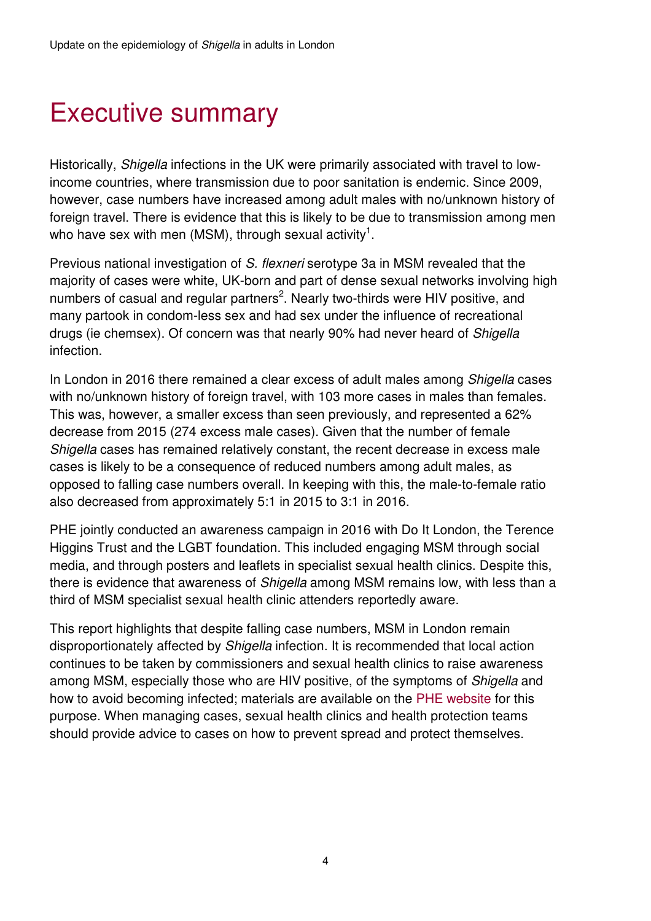# Executive summary

Historically, *Shigella* infections in the UK were primarily associated with travel to low-income countries, where transmission due to poor sanitation is endemic. Since 2009, however, case numbers have increased among adult males with no/unknown history of foreign travel. There is evidence that this is likely to be due to transmission among men who have sex with men (MSM), through sexual activity[1].

Previous national investigation of *S. flexneri* serotype 3a in MSM revealed that the majority of cases were white, UK-born and part of dense sexual networks involving high numbers of casual and regular partners[2]. Nearly two-thirds were HIV positive, and many partook in condom-less sex and had sex under the influence of recreational drugs (ie chemsex). Of concern was that nearly 90% had never heard of *Shigella* infection.

In London in 2016 there remained a clear excess of adult males among *Shigella* cases with no/unknown history of foreign travel, with 103 more cases in males than females. This was, however, a smaller excess than seen previously, and represented a 62% decrease from 2015 (274 excess male cases). Given that the number of female *Shigella* cases has remained relatively constant, the recent decrease in excess male cases is likely to be a consequence of reduced numbers among adult males, as opposed to falling case numbers overall. In keeping with this, the male-to-female ratio also decreased from approximately 5:1 in 2015 to 3:1 in 2016.

PHE jointly conducted an awareness campaign in 2016 with Do It London, the Terence Higgins Trust and the LGBT foundation. This included engaging MSM through social media, and through posters and leaflets in specialist sexual health clinics. Despite this, there is evidence that awareness of *Shigella* among MSM remains low, with less than a third of MSM specialist sexual health clinic attenders reportedly aware.

This report highlights that despite falling case numbers, MSM in London remain disproportionately affected by *Shigella* infection. It is recommended that local action continues to be taken by commissioners and sexual health clinics to raise awareness among MSM, especially those who are HIV positive, of the symptoms of *Shigella* and how to avoid becoming infected; materials are available on the PHE website for this purpose. When managing cases, sexual health clinics and health protection teams should provide advice to cases on how to prevent spread and protect themselves.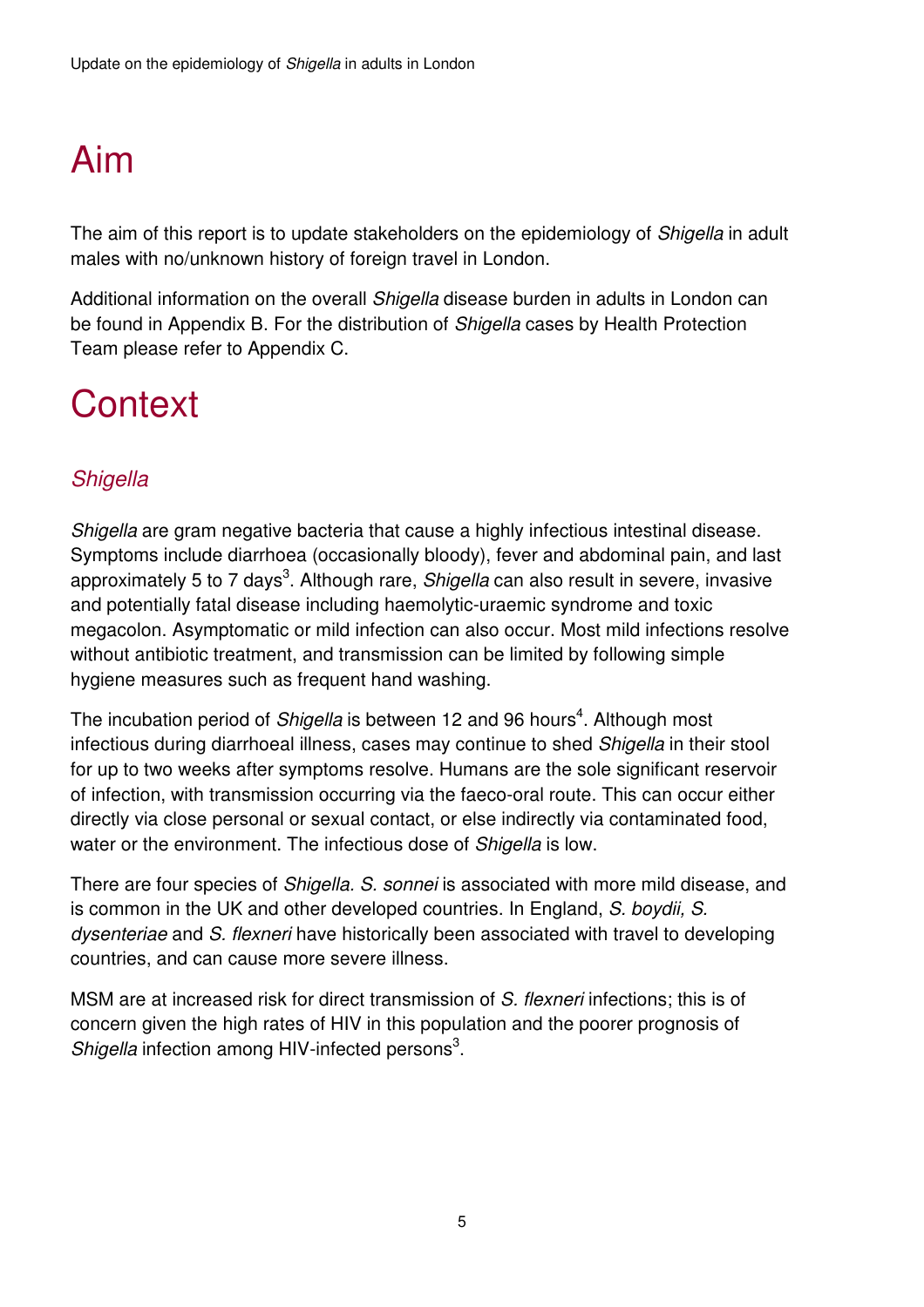# Aim

The aim of this report is to update stakeholders on the epidemiology of *Shigella* in adult males with no/unknown history of foreign travel in London.

Additional information on the overall *Shigella* disease burden in adults in London can be found in Appendix B. For the distribution of *Shigella* cases by Health Protection Team please refer to Appendix C.

# Context

## *Shigella*

*Shigella* are gram negative bacteria that cause a highly infectious intestinal disease. Symptoms include diarrhoea (occasionally bloody), fever and abdominal pain, and last approximately 5 to 7 days[3]. Although rare, *Shigella* can also result in severe, invasive and potentially fatal disease including haemolytic-uraemic syndrome and toxic megacolon. Asymptomatic or mild infection can also occur. Most mild infections resolve without antibiotic treatment, and transmission can be limited by following simple hygiene measures such as frequent hand washing.

The incubation period of *Shigella* is between 12 and 96 hours[4]. Although most infectious during diarrhoeal illness, cases may continue to shed *Shigella* in their stool for up to two weeks after symptoms resolve. Humans are the sole significant reservoir of infection, with transmission occurring via the faeco-oral route. This can occur either directly via close personal or sexual contact, or else indirectly via contaminated food, water or the environment. The infectious dose of *Shigella* is low.

There are four species of *Shigella*. *S. sonnei* is associated with more mild disease, and is common in the UK and other developed countries. In England, *S. boydii, S. dysenteriae* and *S. flexneri* have historically been associated with travel to developing countries, and can cause more severe illness.

MSM are at increased risk for direct transmission of *S. flexneri* infections; this is of concern given the high rates of HIV in this population and the poorer prognosis of *Shigella* infection among HIV-infected persons[3].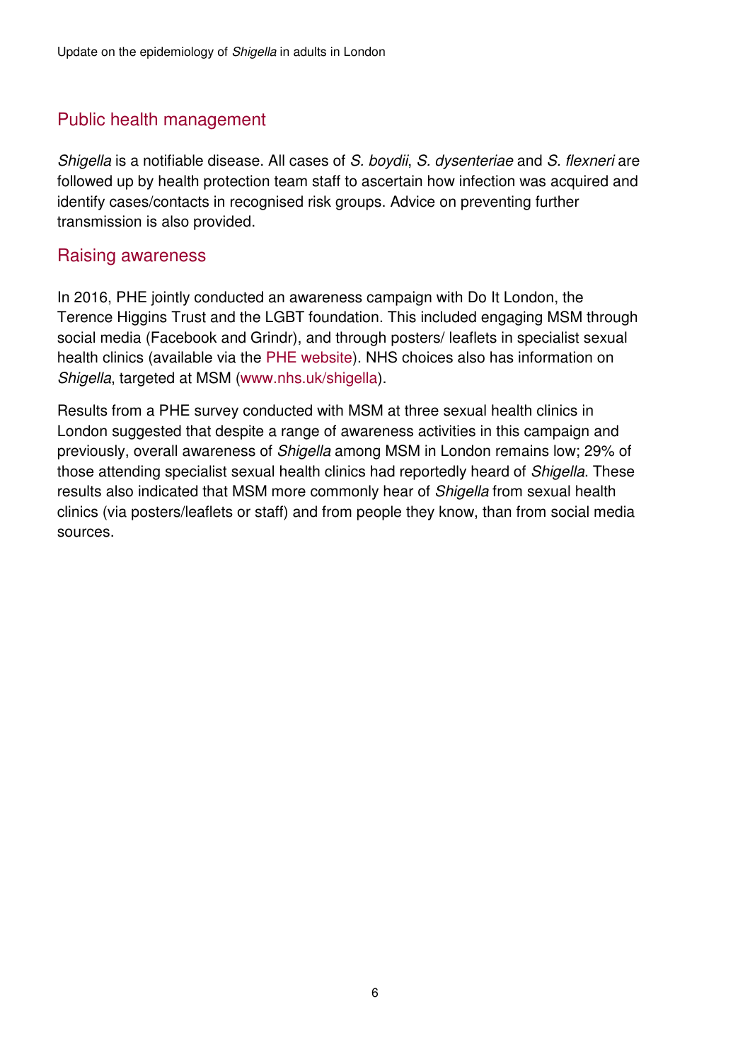## Public health management

*Shigella* is a notifiable disease. All cases of *S. boydii*, *S. dysenteriae* and *S. flexneri* are followed up by health protection team staff to ascertain how infection was acquired and identify cases/contacts in recognised risk groups. Advice on preventing further transmission is also provided.

## Raising awareness

In 2016, PHE jointly conducted an awareness campaign with Do It London, the Terence Higgins Trust and the LGBT foundation. This included engaging MSM through social media (Facebook and Grindr), and through posters/ leaflets in specialist sexual health clinics (available via the PHE website). NHS choices also has information on *Shigella*, targeted at MSM (www.nhs.uk/shigella).

Results from a PHE survey conducted with MSM at three sexual health clinics in London suggested that despite a range of awareness activities in this campaign and previously, overall awareness of *Shigella* among MSM in London remains low; 29% of those attending specialist sexual health clinics had reportedly heard of *Shigella*. These results also indicated that MSM more commonly hear of *Shigella* from sexual health clinics (via posters/leaflets or staff) and from people they know, than from social media sources.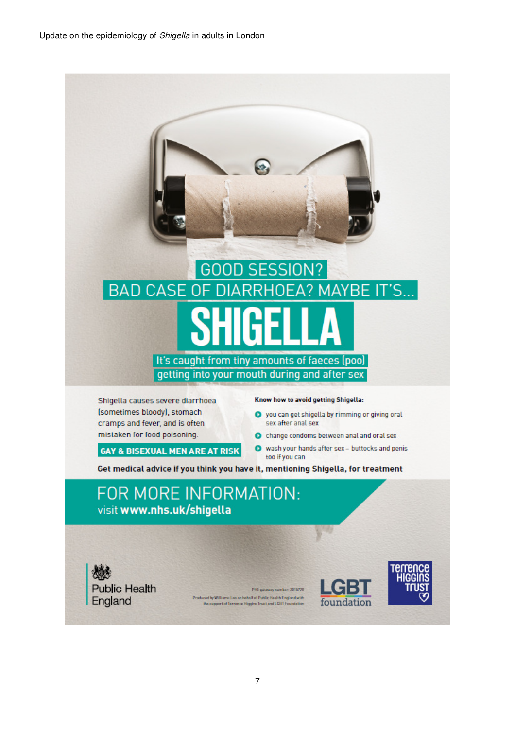GOOD SESSION?

BAD CASE OF DIARRHOEA? MAYBE IT'S...

# SHIGELLA

It's caught from tiny amounts of faeces (poo) getting into your mouth during and after sex

Shigella causes severe diarrhoea (sometimes bloody), stomach cramps and fever, and is often mistaken for food poisoning.

**GAY & BISEXUAL MEN ARE AT RISK**

**Know how to avoid getting Shigella:**

- you can get shigella by rimming or giving oral sex after anal sex
- change condoms between anal and oral sex
- wash your hands after sex – buttocks and penis too if you can

**Get medical advice if you think you have it, mentioning Shigella, for treatment**

FOR MORE INFORMATION:

visit **www.nhs.uk/shigella**

Public Health England

PHE gateway number: 2015728

Produced by Williams Lea on behalf of Public Health England with the support of Terrence Higgins Trust and LGBT Foundation

LGBT foundation

Terrence Higgins Trust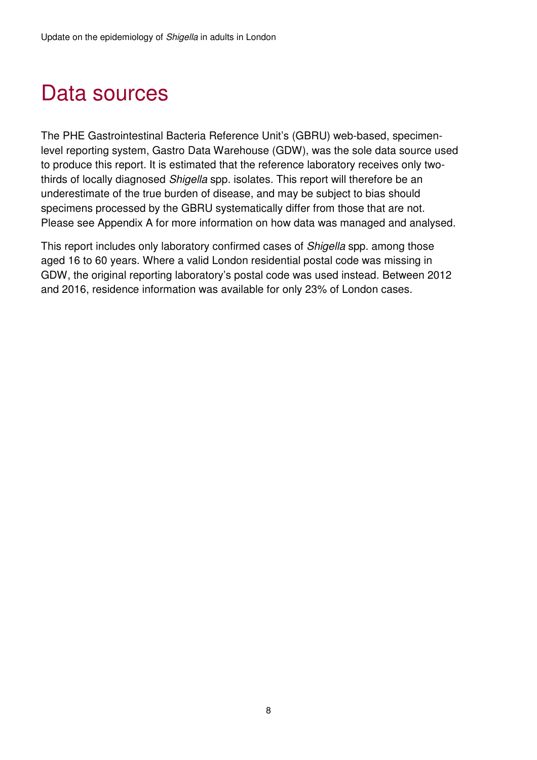# Data sources

The PHE Gastrointestinal Bacteria Reference Unit's (GBRU) web-based, specimen-level reporting system, Gastro Data Warehouse (GDW), was the sole data source used to produce this report. It is estimated that the reference laboratory receives only two-thirds of locally diagnosed *Shigella* spp. isolates. This report will therefore be an underestimate of the true burden of disease, and may be subject to bias should specimens processed by the GBRU systematically differ from those that are not. Please see Appendix A for more information on how data was managed and analysed.

This report includes only laboratory confirmed cases of *Shigella* spp. among those aged 16 to 60 years. Where a valid London residential postal code was missing in GDW, the original reporting laboratory's postal code was used instead. Between 2012 and 2016, residence information was available for only 23% of London cases.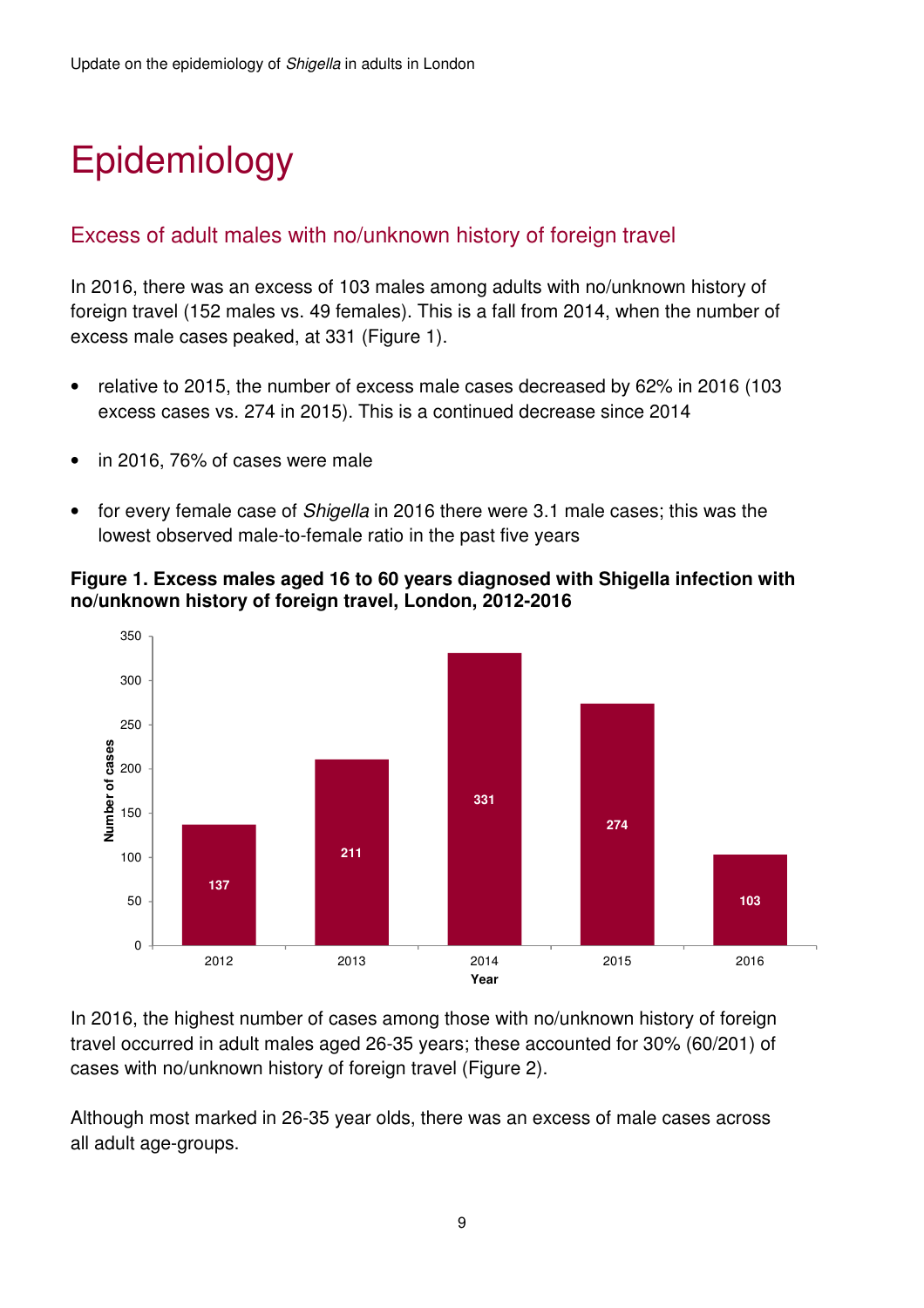# Epidemiology

## Excess of adult males with no/unknown history of foreign travel

In 2016, there was an excess of 103 males among adults with no/unknown history of foreign travel (152 males vs. 49 females). This is a fall from 2014, when the number of excess male cases peaked, at 331 (Figure 1).

- relative to 2015, the number of excess male cases decreased by 62% in 2016 (103 excess cases vs. 274 in 2015). This is a continued decrease since 2014
- in 2016, 76% of cases were male
- for every female case of *Shigella* in 2016 there were 3.1 male cases; this was the lowest observed male-to-female ratio in the past five years

**Figure 1. Excess males aged 16 to 60 years diagnosed with Shigella infection with no/unknown history of foreign travel, London, 2012-2016**

| Year | Number of cases |
|---|---|
| 2012 | 137 |
| 2013 | 211 |
| 2014 | 331 |
| 2015 | 274 |
| 2016 | 103 |

In 2016, the highest number of cases among those with no/unknown history of foreign travel occurred in adult males aged 26-35 years; these accounted for 30% (60/201) of cases with no/unknown history of foreign travel (Figure 2).

Although most marked in 26-35 year olds, there was an excess of male cases across all adult age-groups.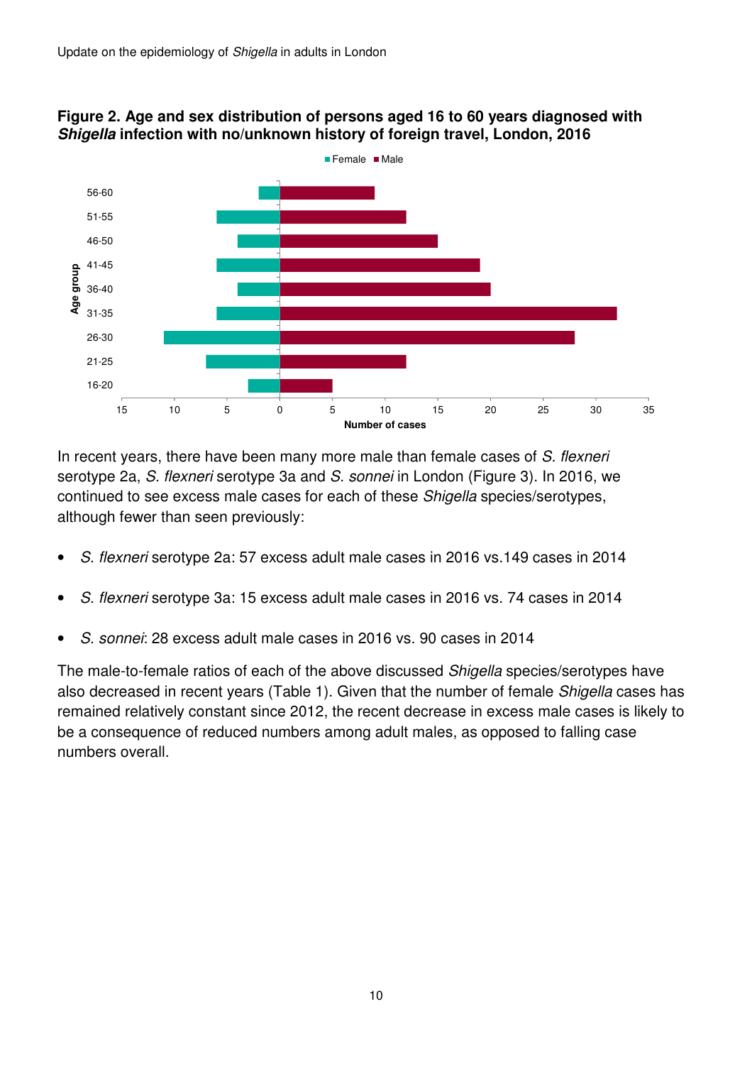**Figure 2. Age and sex distribution of persons aged 16 to 60 years diagnosed with *Shigella* infection with no/unknown history of foreign travel, London, 2016**

In recent years, there have been many more male than female cases of *S. flexneri* serotype 2a, *S. flexneri* serotype 3a and *S. sonnei* in London (Figure 3). In 2016, we continued to see excess male cases for each of these *Shigella* species/serotypes, although fewer than seen previously:

- *S. flexneri* serotype 2a: 57 excess adult male cases in 2016 vs.149 cases in 2014
- *S. flexneri* serotype 3a: 15 excess adult male cases in 2016 vs. 74 cases in 2014
- *S. sonnei*: 28 excess adult male cases in 2016 vs. 90 cases in 2014

The male-to-female ratios of each of the above discussed *Shigella* species/serotypes have also decreased in recent years (Table 1). Given that the number of female *Shigella* cases has remained relatively constant since 2012, the recent decrease in excess male cases is likely to be a consequence of reduced numbers among adult males, as opposed to falling case numbers overall.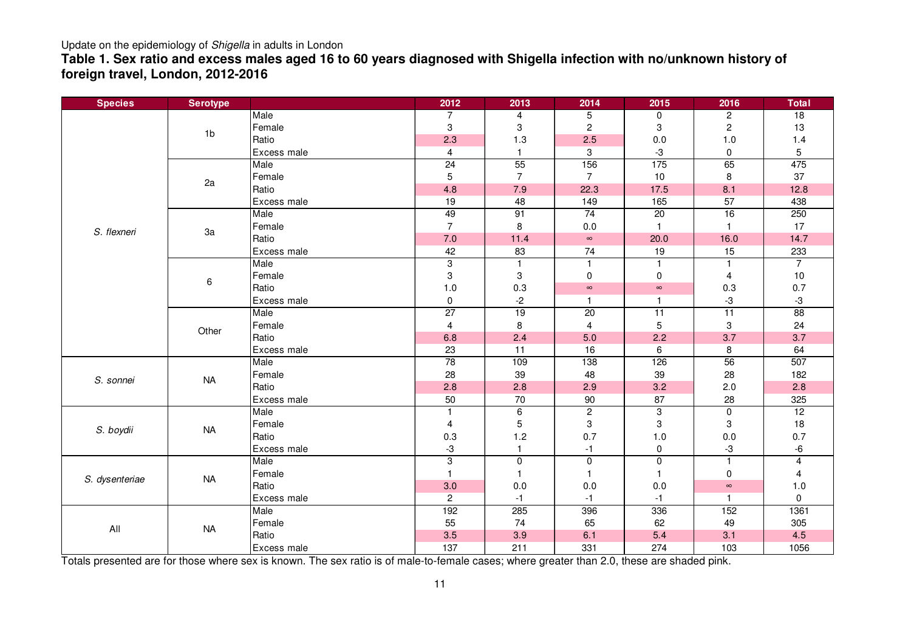Update on the epidemiology of *Shigella* in adults in London

**Table 1. Sex ratio and excess males aged 16 to 60 years diagnosed with Shigella infection with no/unknown history of foreign travel, London, 2012-2016**

| Species | Serotype | | 2012 | 2013 | 2014 | 2015 | 2016 | Total |
|---|---|---|---|---|---|---|---|---|
| *S. flexneri* | 1b | Male | 7 | 4 | 5 | 0 | 2 | 18 |
| | | Female | 3 | 3 | 2 | 3 | 2 | 13 |
| | | Ratio | 2.3 | 1.3 | 2.5 | 0.0 | 1.0 | 1.4 |
| | | Excess male | 4 | 1 | 3 | -3 | 0 | 5 |
| | 2a | Male | 24 | 55 | 156 | 175 | 65 | 475 |
| | | Female | 5 | 7 | 7 | 10 | 8 | 37 |
| | | Ratio | 4.8 | 7.9 | 22.3 | 17.5 | 8.1 | 12.8 |
| | | Excess male | 19 | 48 | 149 | 165 | 57 | 438 |
| | 3a | Male | 49 | 91 | 74 | 20 | 16 | 250 |
| | | Female | 7 | 8 | 0.0 | 1 | 1 | 17 |
| | | Ratio | 7.0 | 11.4 | ∞ | 20.0 | 16.0 | 14.7 |
| | | Excess male | 42 | 83 | 74 | 19 | 15 | 233 |
| | 6 | Male | 3 | 1 | 1 | 1 | 1 | 7 |
| | | Female | 3 | 3 | 0 | 0 | 4 | 10 |
| | | Ratio | 1.0 | 0.3 | ∞ | ∞ | 0.3 | 0.7 |
| | | Excess male | 0 | -2 | 1 | 1 | -3 | -3 |
| | Other | Male | 27 | 19 | 20 | 11 | 11 | 88 |
| | | Female | 4 | 8 | 4 | 5 | 3 | 24 |
| | | Ratio | 6.8 | 2.4 | 5.0 | 2.2 | 3.7 | 3.7 |
| | | Excess male | 23 | 11 | 16 | 6 | 8 | 64 |
| *S. sonnei* | NA | Male | 78 | 109 | 138 | 126 | 56 | 507 |
| | | Female | 28 | 39 | 48 | 39 | 28 | 182 |
| | | Ratio | 2.8 | 2.8 | 2.9 | 3.2 | 2.0 | 2.8 |
| | | Excess male | 50 | 70 | 90 | 87 | 28 | 325 |
| *S. boydii* | NA | Male | 1 | 6 | 2 | 3 | 0 | 12 |
| | | Female | 4 | 5 | 3 | 3 | 3 | 18 |
| | | Ratio | 0.3 | 1.2 | 0.7 | 1.0 | 0.0 | 0.7 |
| | | Excess male | -3 | 1 | -1 | 0 | -3 | -6 |
| *S. dysenteriae* | NA | Male | 3 | 0 | 0 | 0 | 1 | 4 |
| | | Female | 1 | 1 | 1 | 1 | 0 | 4 |
| | | Ratio | 3.0 | 0.0 | 0.0 | 0.0 | ∞ | 1.0 |
| | | Excess male | 2 | -1 | -1 | -1 | 1 | 0 |
| All | NA | Male | 192 | 285 | 396 | 336 | 152 | 1361 |
| | | Female | 55 | 74 | 65 | 62 | 49 | 305 |
| | | Ratio | 3.5 | 3.9 | 6.1 | 5.4 | 3.1 | 4.5 |
| | | Excess male | 137 | 211 | 331 | 274 | 103 | 1056 |

Totals presented are for those where sex is known. The sex ratio is of male-to-female cases; where greater than 2.0, these are shaded pink.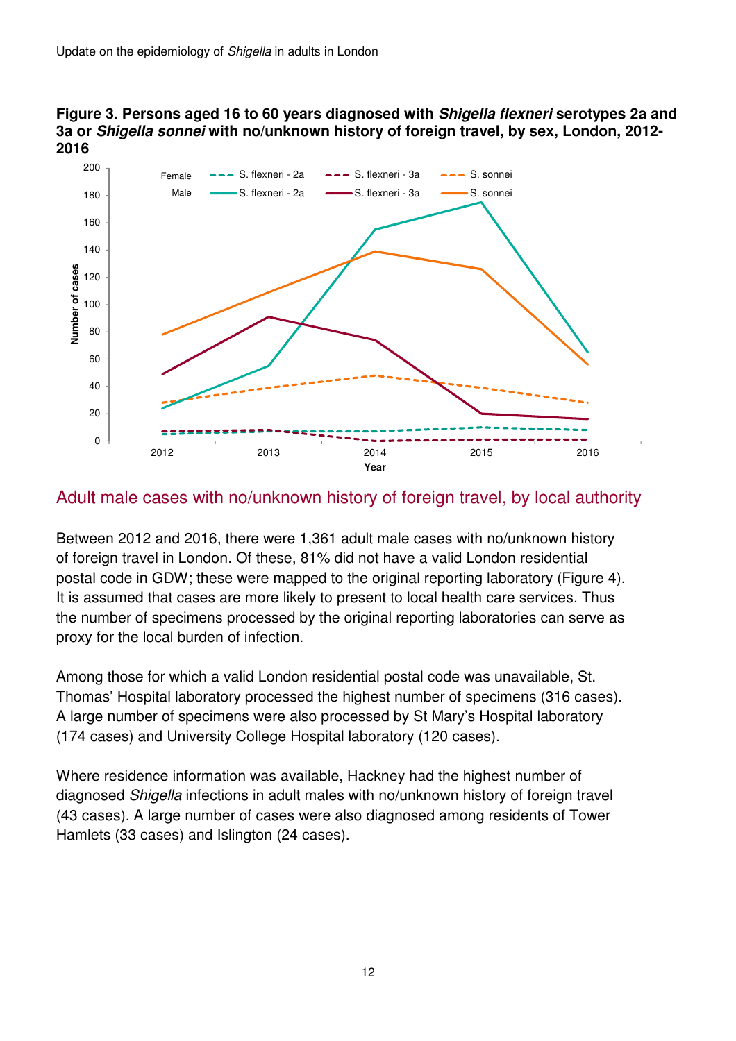**Figure 3. Persons aged 16 to 60 years diagnosed with *Shigella flexneri* serotypes 2a and 3a or *Shigella sonnei* with no/unknown history of foreign travel, by sex, London, 2012-2016**

## Adult male cases with no/unknown history of foreign travel, by local authority

Between 2012 and 2016, there were 1,361 adult male cases with no/unknown history of foreign travel in London. Of these, 81% did not have a valid London residential postal code in GDW; these were mapped to the original reporting laboratory (Figure 4). It is assumed that cases are more likely to present to local health care services. Thus the number of specimens processed by the original reporting laboratories can serve as proxy for the local burden of infection.

Among those for which a valid London residential postal code was unavailable, St. Thomas' Hospital laboratory processed the highest number of specimens (316 cases). A large number of specimens were also processed by St Mary's Hospital laboratory (174 cases) and University College Hospital laboratory (120 cases).

Where residence information was available, Hackney had the highest number of diagnosed *Shigella* infections in adult males with no/unknown history of foreign travel (43 cases). A large number of cases were also diagnosed among residents of Tower Hamlets (33 cases) and Islington (24 cases).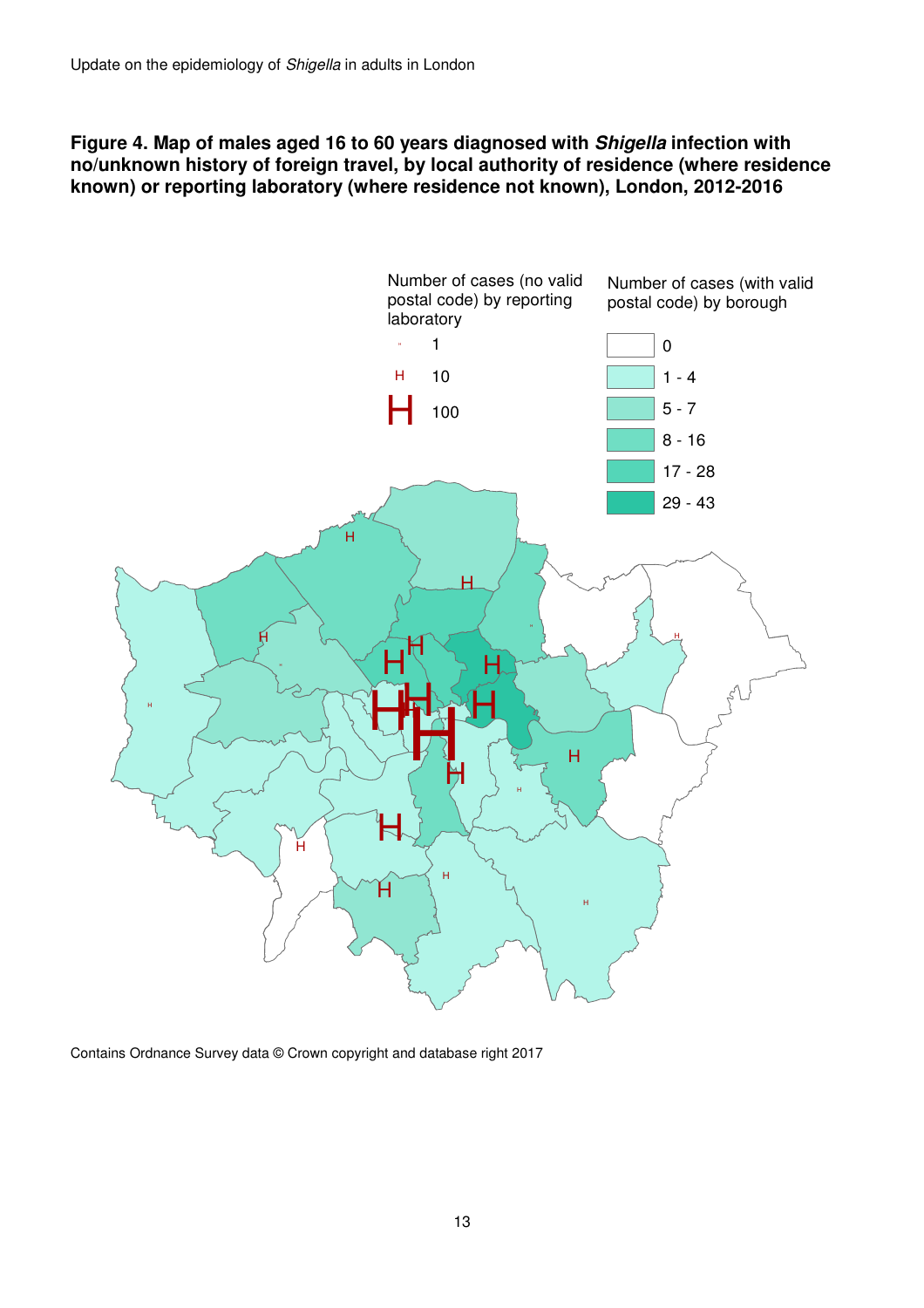**Figure 4. Map of males aged 16 to 60 years diagnosed with *Shigella* infection with no/unknown history of foreign travel, by local authority of residence (where residence known) or reporting laboratory (where residence not known), London, 2012-2016**

Number of cases (no valid postal code) by reporting laboratory

- 1
- 10
- 100

Number of cases (with valid postal code) by borough

- 0
- 1 - 4
- 5 - 7
- 8 - 16
- 17 - 28
- 29 - 43

Contains Ordnance Survey data © Crown copyright and database right 2017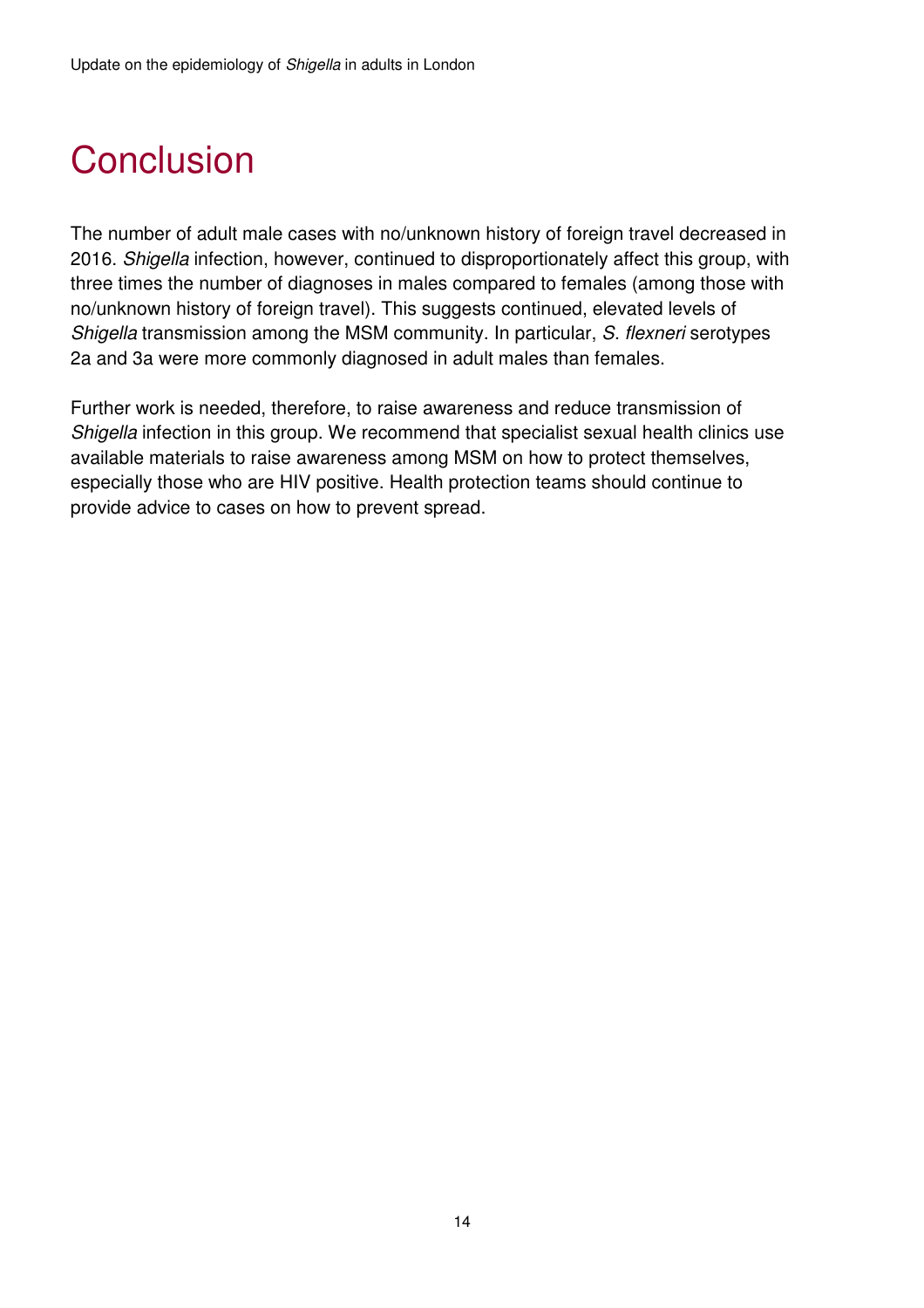# Conclusion

The number of adult male cases with no/unknown history of foreign travel decreased in 2016. *Shigella* infection, however, continued to disproportionately affect this group, with three times the number of diagnoses in males compared to females (among those with no/unknown history of foreign travel). This suggests continued, elevated levels of *Shigella* transmission among the MSM community. In particular, *S. flexneri* serotypes 2a and 3a were more commonly diagnosed in adult males than females.

Further work is needed, therefore, to raise awareness and reduce transmission of *Shigella* infection in this group. We recommend that specialist sexual health clinics use available materials to raise awareness among MSM on how to protect themselves, especially those who are HIV positive. Health protection teams should continue to provide advice to cases on how to prevent spread.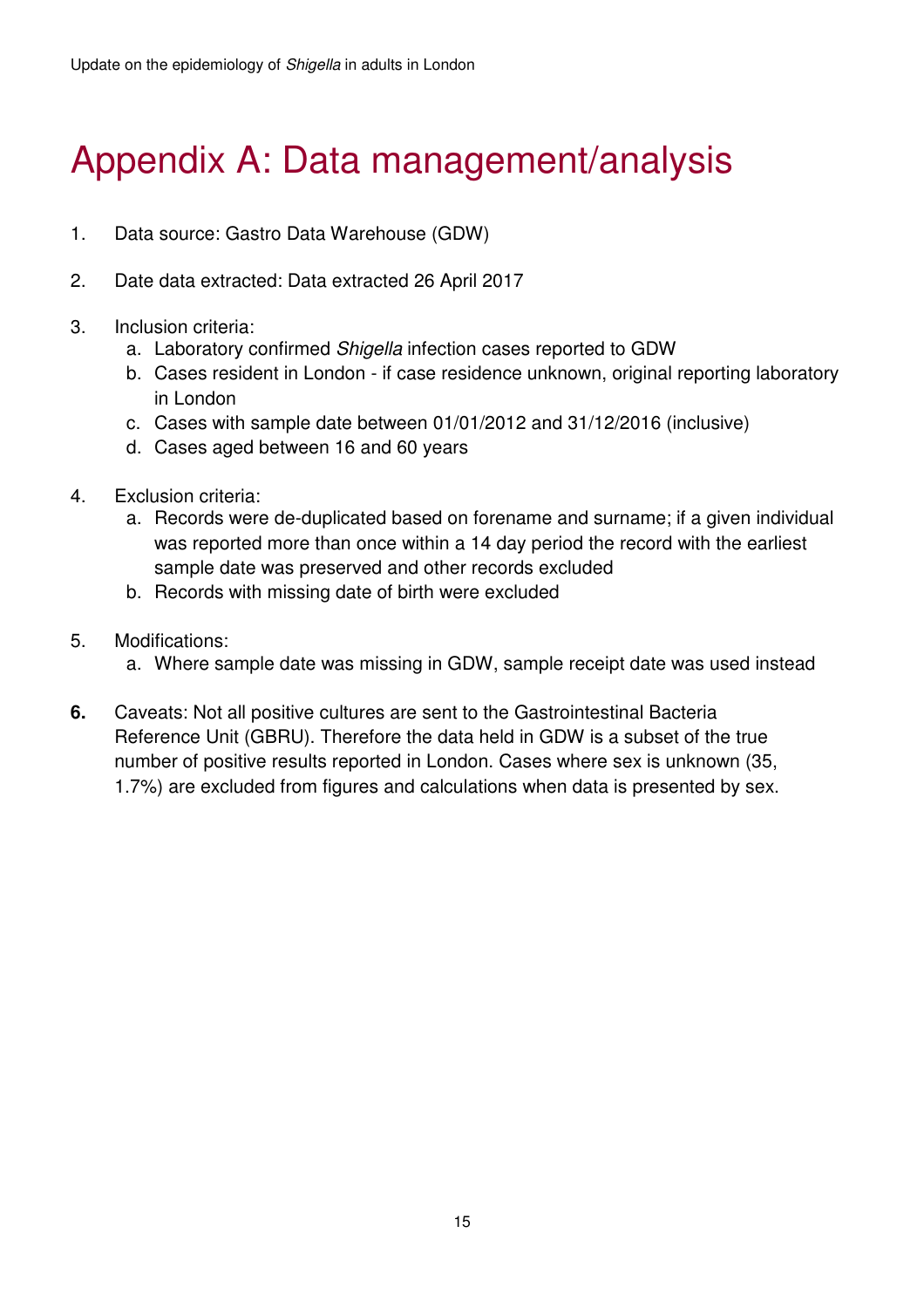# Appendix A: Data management/analysis

1. Data source: Gastro Data Warehouse (GDW)

2. Date data extracted: Data extracted 26 April 2017

3. Inclusion criteria:
   a. Laboratory confirmed *Shigella* infection cases reported to GDW
   b. Cases resident in London - if case residence unknown, original reporting laboratory in London
   c. Cases with sample date between 01/01/2012 and 31/12/2016 (inclusive)
   d. Cases aged between 16 and 60 years

4. Exclusion criteria:
   a. Records were de-duplicated based on forename and surname; if a given individual was reported more than once within a 14 day period the record with the earliest sample date was preserved and other records excluded
   b. Records with missing date of birth were excluded

5. Modifications:
   a. Where sample date was missing in GDW, sample receipt date was used instead

6. Caveats: Not all positive cultures are sent to the Gastrointestinal Bacteria Reference Unit (GBRU). Therefore the data held in GDW is a subset of the true number of positive results reported in London. Cases where sex is unknown (35, 1.7%) are excluded from figures and calculations when data is presented by sex.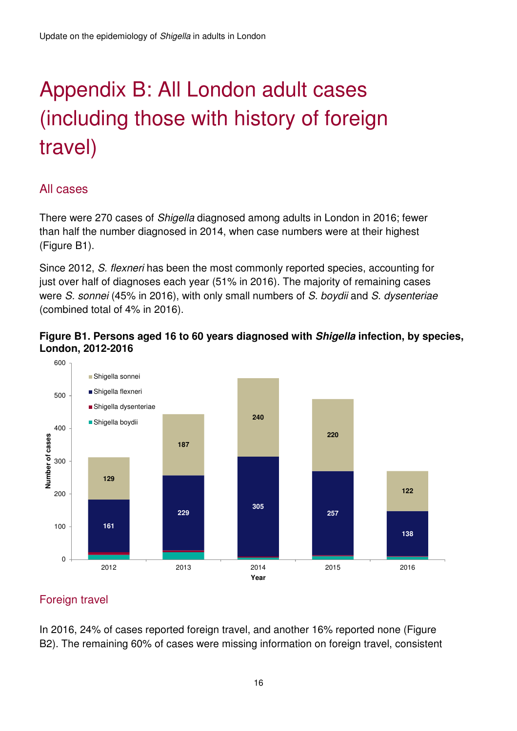# Appendix B: All London adult cases (including those with history of foreign travel)

## All cases

There were 270 cases of *Shigella* diagnosed among adults in London in 2016; fewer than half the number diagnosed in 2014, when case numbers were at their highest (Figure B1).

Since 2012, *S. flexneri* has been the most commonly reported species, accounting for just over half of diagnoses each year (51% in 2016). The majority of remaining cases were *S. sonnei* (45% in 2016), with only small numbers of *S. boydii* and *S. dysenteriae* (combined total of 4% in 2016).

**Figure B1. Persons aged 16 to 60 years diagnosed with *Shigella* infection, by species, London, 2012-2016**

| Year | Shigella sonnei | Shigella flexneri |
|---|---|---|
| 2012 | 129 | 161 |
| 2013 | 187 | 229 |
| 2014 | 240 | 305 |
| 2015 | 220 | 257 |
| 2016 | 122 | 138 |

## Foreign travel

In 2016, 24% of cases reported foreign travel, and another 16% reported none (Figure B2). The remaining 60% of cases were missing information on foreign travel, consistent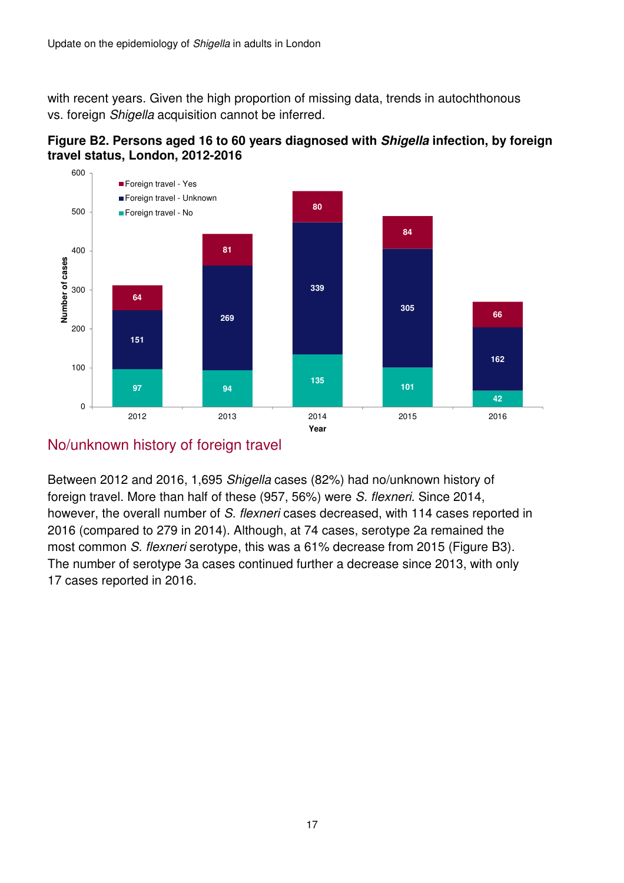with recent years. Given the high proportion of missing data, trends in autochthonous vs. foreign *Shigella* acquisition cannot be inferred.

**Figure B2. Persons aged 16 to 60 years diagnosed with *Shigella* infection, by foreign travel status, London, 2012-2016**

| Year | Foreign travel - No | Foreign travel - Unknown | Foreign travel - Yes |
|---|---|---|---|
| 2012 | 97 | 151 | 64 |
| 2013 | 94 | 269 | 81 |
| 2014 | 135 | 339 | 80 |
| 2015 | 101 | 305 | 84 |
| 2016 | 42 | 162 | 66 |

## No/unknown history of foreign travel

Between 2012 and 2016, 1,695 *Shigella* cases (82%) had no/unknown history of foreign travel. More than half of these (957, 56%) were *S. flexneri*. Since 2014, however, the overall number of *S. flexneri* cases decreased, with 114 cases reported in 2016 (compared to 279 in 2014). Although, at 74 cases, serotype 2a remained the most common *S. flexneri* serotype, this was a 61% decrease from 2015 (Figure B3). The number of serotype 3a cases continued further a decrease since 2013, with only 17 cases reported in 2016.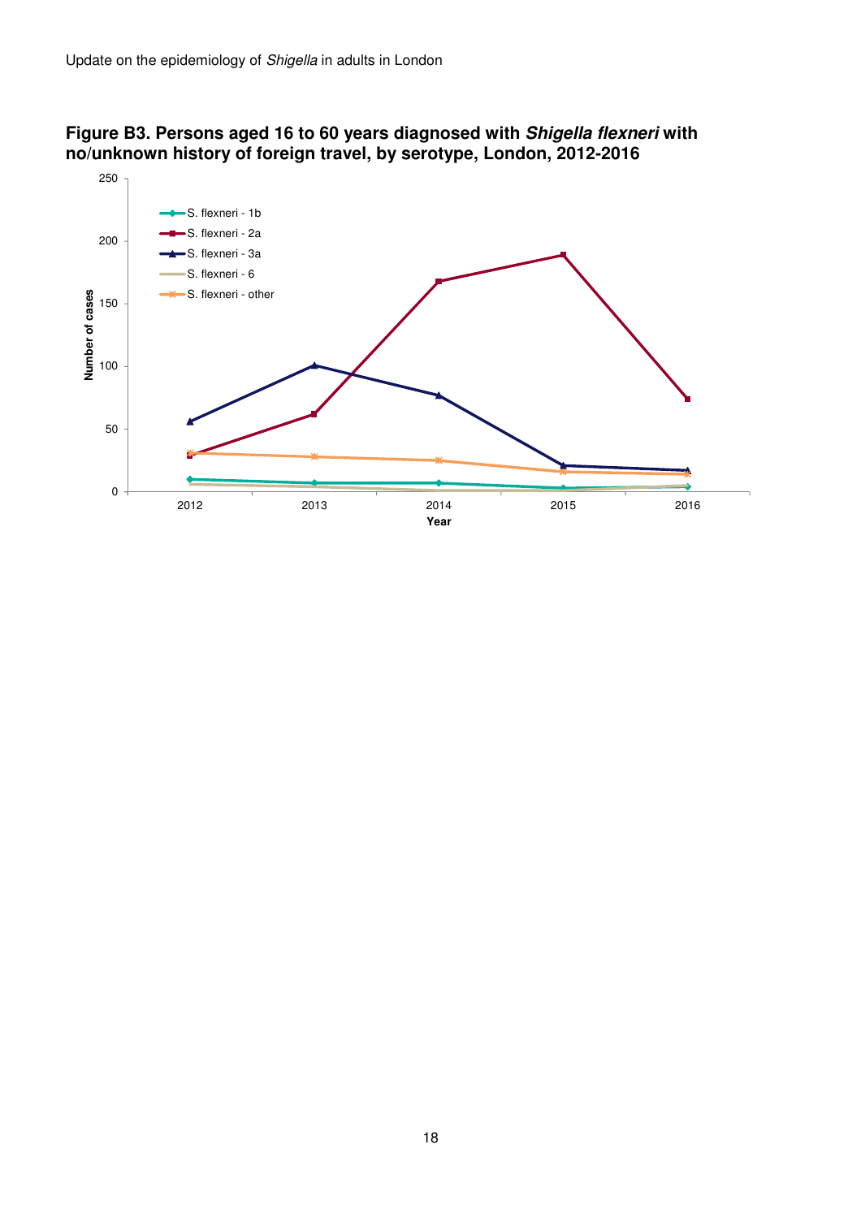**Figure B3. Persons aged 16 to 60 years diagnosed with *Shigella flexneri* with no/unknown history of foreign travel, by serotype, London, 2012-2016**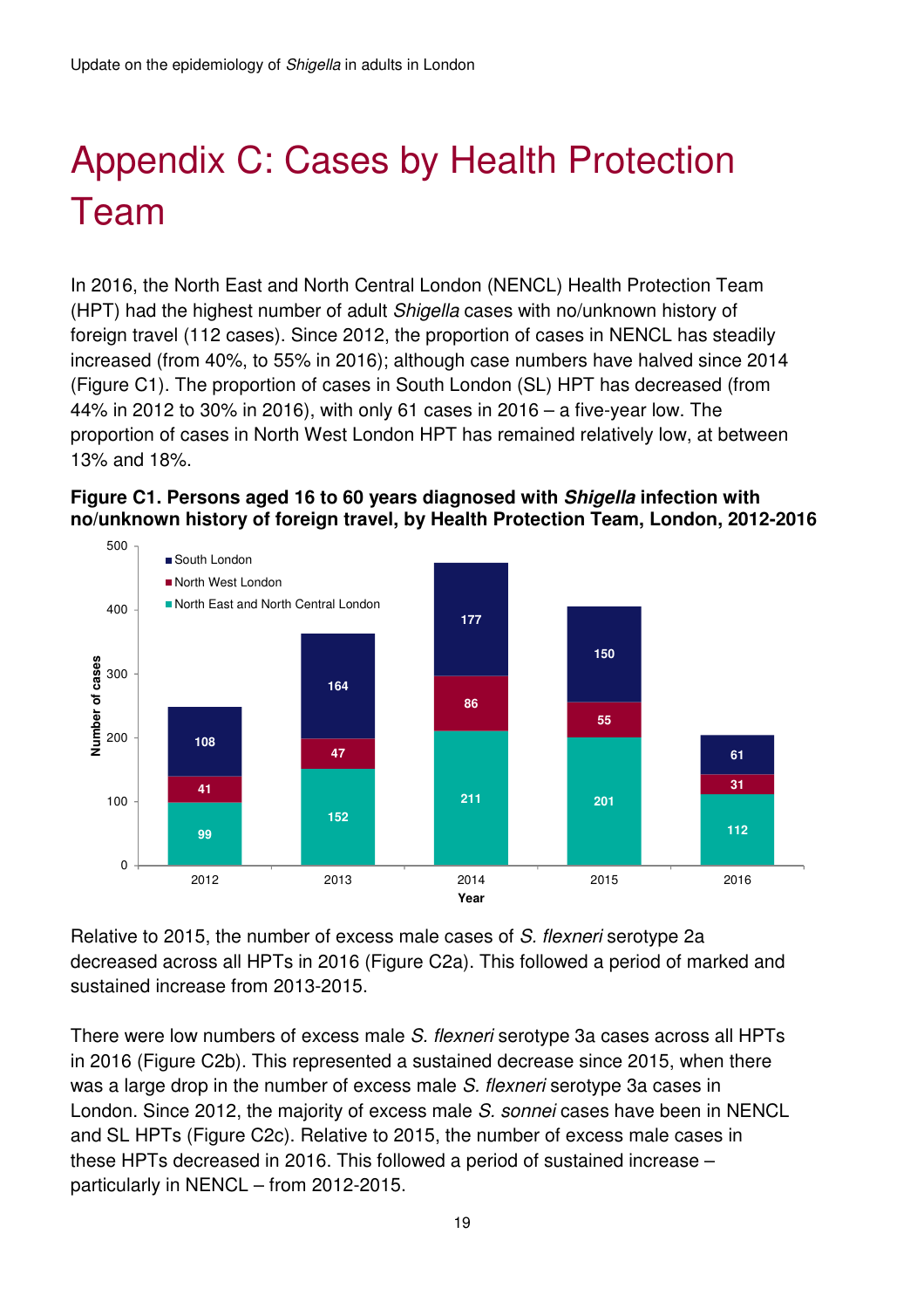# Appendix C: Cases by Health Protection Team

In 2016, the North East and North Central London (NENCL) Health Protection Team (HPT) had the highest number of adult *Shigella* cases with no/unknown history of foreign travel (112 cases). Since 2012, the proportion of cases in NENCL has steadily increased (from 40%, to 55% in 2016); although case numbers have halved since 2014 (Figure C1). The proportion of cases in South London (SL) HPT has decreased (from 44% in 2012 to 30% in 2016), with only 61 cases in 2016 – a five-year low. The proportion of cases in North West London HPT has remained relatively low, at between 13% and 18%.

**Figure C1. Persons aged 16 to 60 years diagnosed with *Shigella* infection with no/unknown history of foreign travel, by Health Protection Team, London, 2012-2016**

| Year | North East and North Central London | North West London | South London |
|---|---|---|---|
| 2012 | 99 | 41 | 108 |
| 2013 | 152 | 47 | 164 |
| 2014 | 211 | 86 | 177 |
| 2015 | 201 | 55 | 150 |
| 2016 | 112 | 31 | 61 |

Relative to 2015, the number of excess male cases of *S. flexneri* serotype 2a decreased across all HPTs in 2016 (Figure C2a). This followed a period of marked and sustained increase from 2013-2015.

There were low numbers of excess male *S. flexneri* serotype 3a cases across all HPTs in 2016 (Figure C2b). This represented a sustained decrease since 2015, when there was a large drop in the number of excess male *S. flexneri* serotype 3a cases in London. Since 2012, the majority of excess male *S. sonnei* cases have been in NENCL and SL HPTs (Figure C2c). Relative to 2015, the number of excess male cases in these HPTs decreased in 2016. This followed a period of sustained increase – particularly in NENCL – from 2012-2015.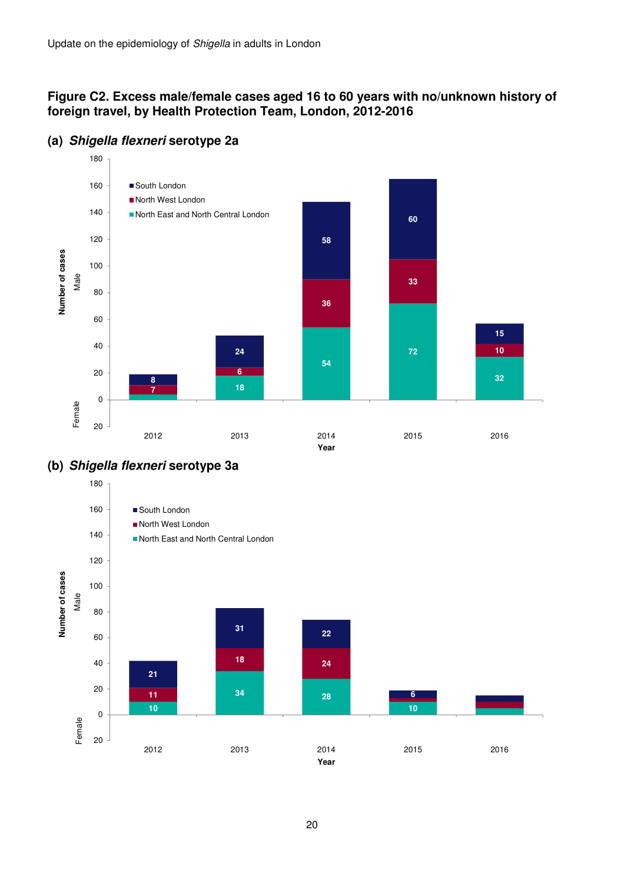# Figure C2. Excess male/female cases aged 16 to 60 years with no/unknown history of foreign travel, by Health Protection Team, London, 2012-2016

## (a) *Shigella flexneri* serotype 2a

Number of cases (Male/Female) by Year

| Year | North East and North Central London | North West London | South London |
|---|---|---|---|
| 2012 | | 7 | 8 |
| 2013 | 18 | 6 | 24 |
| 2014 | 54 | 36 | 58 |
| 2015 | 72 | 33 | 60 |
| 2016 | 32 | 10 | 15 |

## (b) *Shigella flexneri* serotype 3a

Number of cases (Male/Female) by Year

| Year | North East and North Central London | North West London | South London |
|---|---|---|---|
| 2012 | 10 | 11 | 21 |
| 2013 | 34 | 18 | 31 |
| 2014 | 28 | 24 | 22 |
| 2015 | 10 | | 6 |
| 2016 | | | |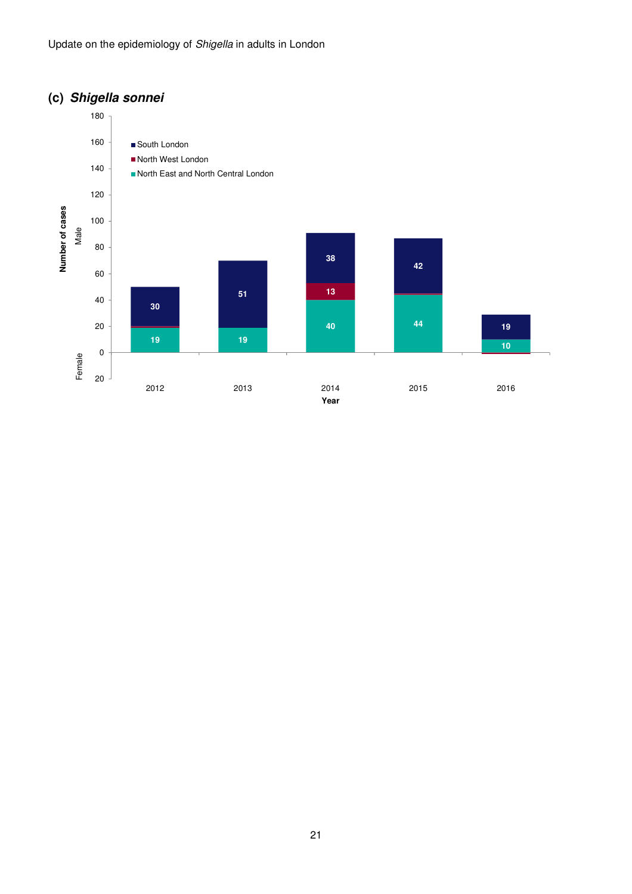## (c) *Shigella sonnei*

| Year | South London | North West London | North East and North Central London |
|---|---|---|---|
| 2012 | 30 | | 19 |
| 2013 | 51 | | 19 |
| 2014 | 38 | 13 | 40 |
| 2015 | 42 | | 44 |
| 2016 | 19 | | 10 |

Number of cases (Male / Female) by Year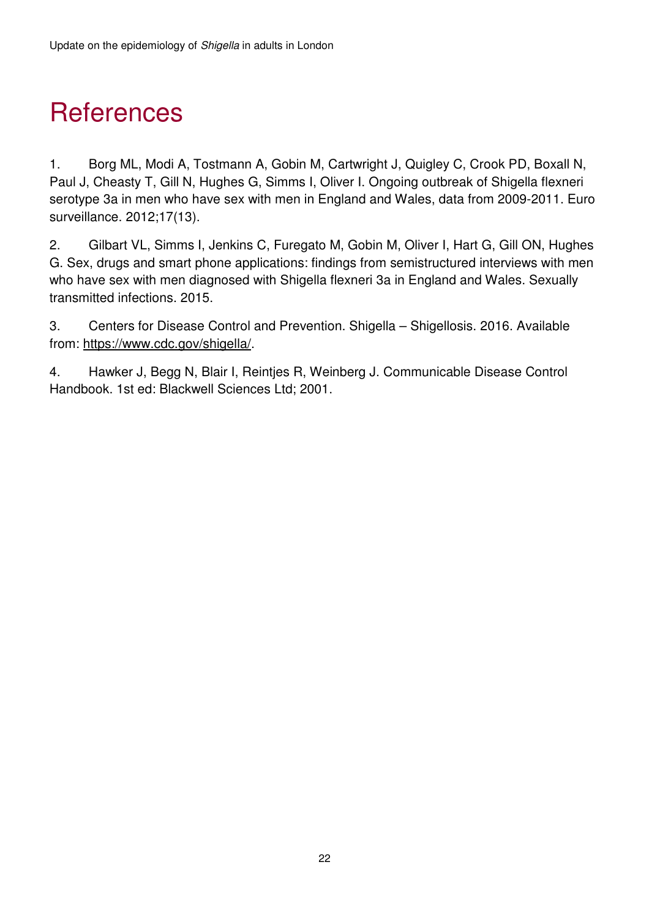# References

1. Borg ML, Modi A, Tostmann A, Gobin M, Cartwright J, Quigley C, Crook PD, Boxall N, Paul J, Cheasty T, Gill N, Hughes G, Simms I, Oliver I. Ongoing outbreak of Shigella flexneri serotype 3a in men who have sex with men in England and Wales, data from 2009-2011. Euro surveillance. 2012;17(13).

2. Gilbart VL, Simms I, Jenkins C, Furegato M, Gobin M, Oliver I, Hart G, Gill ON, Hughes G. Sex, drugs and smart phone applications: findings from semistructured interviews with men who have sex with men diagnosed with Shigella flexneri 3a in England and Wales. Sexually transmitted infections. 2015.

3. Centers for Disease Control and Prevention. Shigella – Shigellosis. 2016. Available from: https://www.cdc.gov/shigella/.

4. Hawker J, Begg N, Blair I, Reintjes R, Weinberg J. Communicable Disease Control Handbook. 1st ed: Blackwell Sciences Ltd; 2001.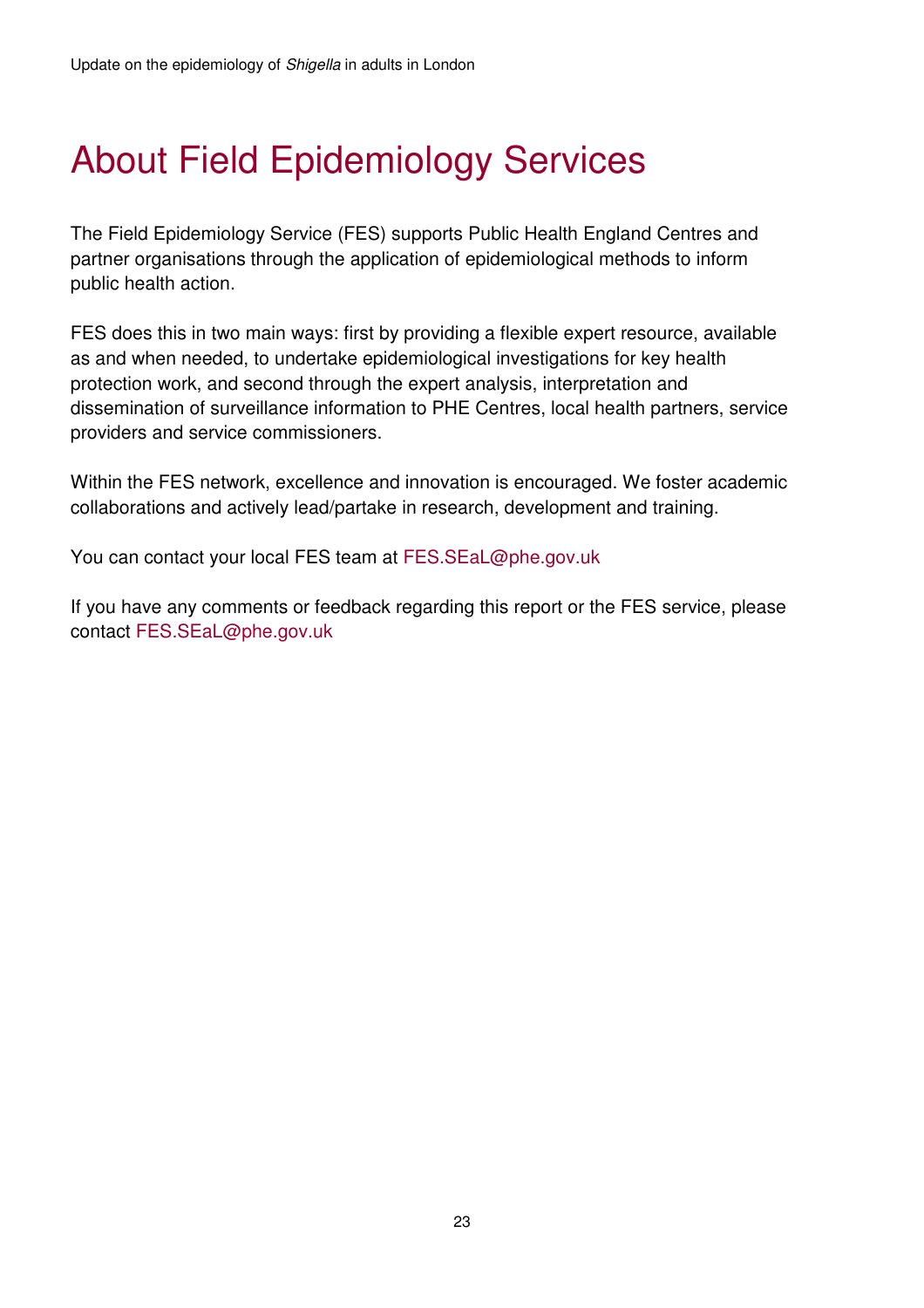# About Field Epidemiology Services

The Field Epidemiology Service (FES) supports Public Health England Centres and partner organisations through the application of epidemiological methods to inform public health action.

FES does this in two main ways: first by providing a flexible expert resource, available as and when needed, to undertake epidemiological investigations for key health protection work, and second through the expert analysis, interpretation and dissemination of surveillance information to PHE Centres, local health partners, service providers and service commissioners.

Within the FES network, excellence and innovation is encouraged. We foster academic collaborations and actively lead/partake in research, development and training.

You can contact your local FES team at FES.SEaL@phe.gov.uk

If you have any comments or feedback regarding this report or the FES service, please contact FES.SEaL@phe.gov.uk